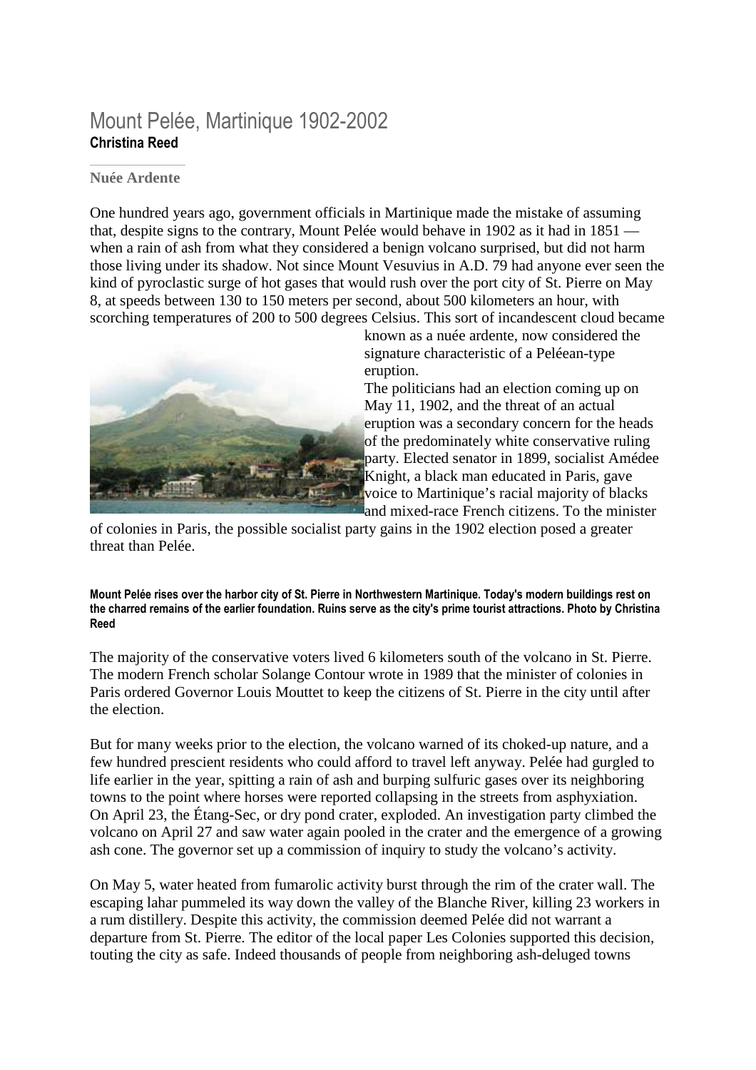# Mount Pelée, Martinique 1902-2002

**Christina Reed**

### Nuée Ardente

One hundred years ago, government officials in Martinique made the mistake of assuming that, despite signs to the contrary, Mount Pelée would behave in 1902 as it had in 1851 — when a rain of ash from what they considered a benign volcano surprised, but did not harm those living under its shadow. Not since Mount Vesuvius in A.D. 79 had anyone ever seen the kind of pyroclastic surge of hot gases that would rush over the port city of St. Pierre on May 8, at speeds between 130 to 150 meters per second, about 500 kilometers an hour, with scorching temperatures of 200 to 500 degrees Celsius. This sort of incandescent cloud became known as a nuée ardente, now considered the signature characteristic of a Peléean-type eruption.

The politicians had an election coming up on May 11, 1902, and the threat of an actual eruption was a secondary concern for the heads of the predominately white conservative ruling party. Elected senator in 1899, socialist Amédee Knight, a black man educated in Paris, gave voice to Martinique's racial majority of blacks and mixed-race French citizens. To the minister of colonies in Paris, the possible socialist party gains in the 1902 election posed a greater threat than Pelée.

**Mount Pelée rises over the harbor city of St. Pierre in Northwestern Martinique. Today's modern buildings rest on the charred remains of the earlier foundation. Ruins serve as the city's prime tourist attractions. Photo by Christina Reed**

The majority of the conservative voters lived 6 kilometers south of the volcano in St. Pierre. The modern French scholar Solange Contour wrote in 1989 that the minister of colonies in Paris ordered Governor Louis Mouttet to keep the citizens of St. Pierre in the city until after the election.

But for many weeks prior to the election, the volcano warned of its choked-up nature, and a few hundred prescient residents who could afford to travel left anyway. Pelée had gurgled to life earlier in the year, spitting a rain of ash and burping sulfuric gases over its neighboring towns to the point where horses were reported collapsing in the streets from asphyxiation. On April 23, the Étang-Sec, or dry pond crater, exploded. An investigation party climbed the volcano on April 27 and saw water again pooled in the crater and the emergence of a growing ash cone. The governor set up a commission of inquiry to study the volcano's activity.

On May 5, water heated from fumarolic activity burst through the rim of the crater wall. The escaping lahar pummeled its way down the valley of the Blanche River, killing 23 workers in a rum distillery. Despite this activity, the commission deemed Pelée did not warrant a departure from St. Pierre. The editor of the local paper Les Colonies supported this decision, touting the city as safe. Indeed thousands of people from neighboring ash-deluged towns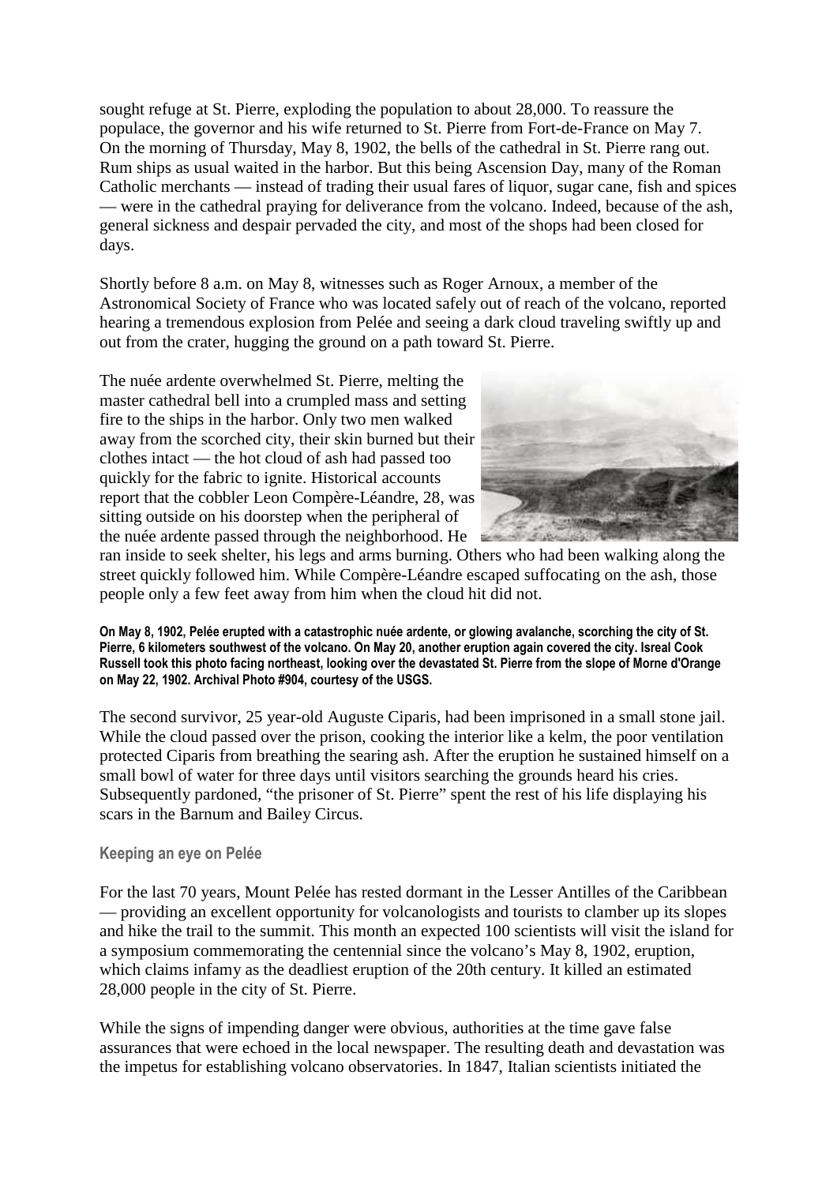sought refuge at St. Pierre, exploding the population to about 28,000. To reassure the populace, the governor and his wife returned to St. Pierre from Fort-de-France on May 7. On the morning of Thursday, May 8, 1902, the bells of the cathedral in St. Pierre rang out. Rum ships as usual waited in the harbor. But this being Ascension Day, many of the Roman Catholic merchants — instead of trading their usual fares of liquor, sugar cane, fish and spices — were in the cathedral praying for deliverance from the volcano. Indeed, because of the ash, general sickness and despair pervaded the city, and most of the shops had been closed for days.

Shortly before 8 a.m. on May 8, witnesses such as Roger Arnoux, a member of the Astronomical Society of France who was located safely out of reach of the volcano, reported hearing a tremendous explosion from Pelée and seeing a dark cloud traveling swiftly up and out from the crater, hugging the ground on a path toward St. Pierre.

The nuée ardente overwhelmed St. Pierre, melting the master cathedral bell into a crumpled mass and setting fire to the ships in the harbor. Only two men walked away from the scorched city, their skin burned but their clothes intact — the hot cloud of ash had passed too quickly for the fabric to ignite. Historical accounts report that the cobbler Leon Compère-Léandre, 28, was sitting outside on his doorstep when the peripheral of the nuée ardente passed through the neighborhood. He ran inside to seek shelter, his legs and arms burning. Others who had been walking along the street quickly followed him. While Compère-Léandre escaped suffocating on the ash, those people only a few feet away from him when the cloud hit did not.

**On May 8, 1902, Pelée erupted with a catastrophic nuée ardente, or glowing avalanche, scorching the city of St. Pierre, 6 kilometers southwest of the volcano. On May 20, another eruption again covered the city. Isreal Cook Russell took this photo facing northeast, looking over the devastated St. Pierre from the slope of Morne d'Orange on May 22, 1902. Archival Photo #904, courtesy of the USGS.**

The second survivor, 25 year-old Auguste Ciparis, had been imprisoned in a small stone jail. While the cloud passed over the prison, cooking the interior like a kelm, the poor ventilation protected Ciparis from breathing the searing ash. After the eruption he sustained himself on a small bowl of water for three days until visitors searching the grounds heard his cries. Subsequently pardoned, "the prisoner of St. Pierre" spent the rest of his life displaying his scars in the Barnum and Bailey Circus.

### Keeping an eye on Pelée

For the last 70 years, Mount Pelée has rested dormant in the Lesser Antilles of the Caribbean — providing an excellent opportunity for volcanologists and tourists to clamber up its slopes and hike the trail to the summit. This month an expected 100 scientists will visit the island for a symposium commemorating the centennial since the volcano's May 8, 1902, eruption, which claims infamy as the deadliest eruption of the 20th century. It killed an estimated 28,000 people in the city of St. Pierre.

While the signs of impending danger were obvious, authorities at the time gave false assurances that were echoed in the local newspaper. The resulting death and devastation was the impetus for establishing volcano observatories. In 1847, Italian scientists initiated the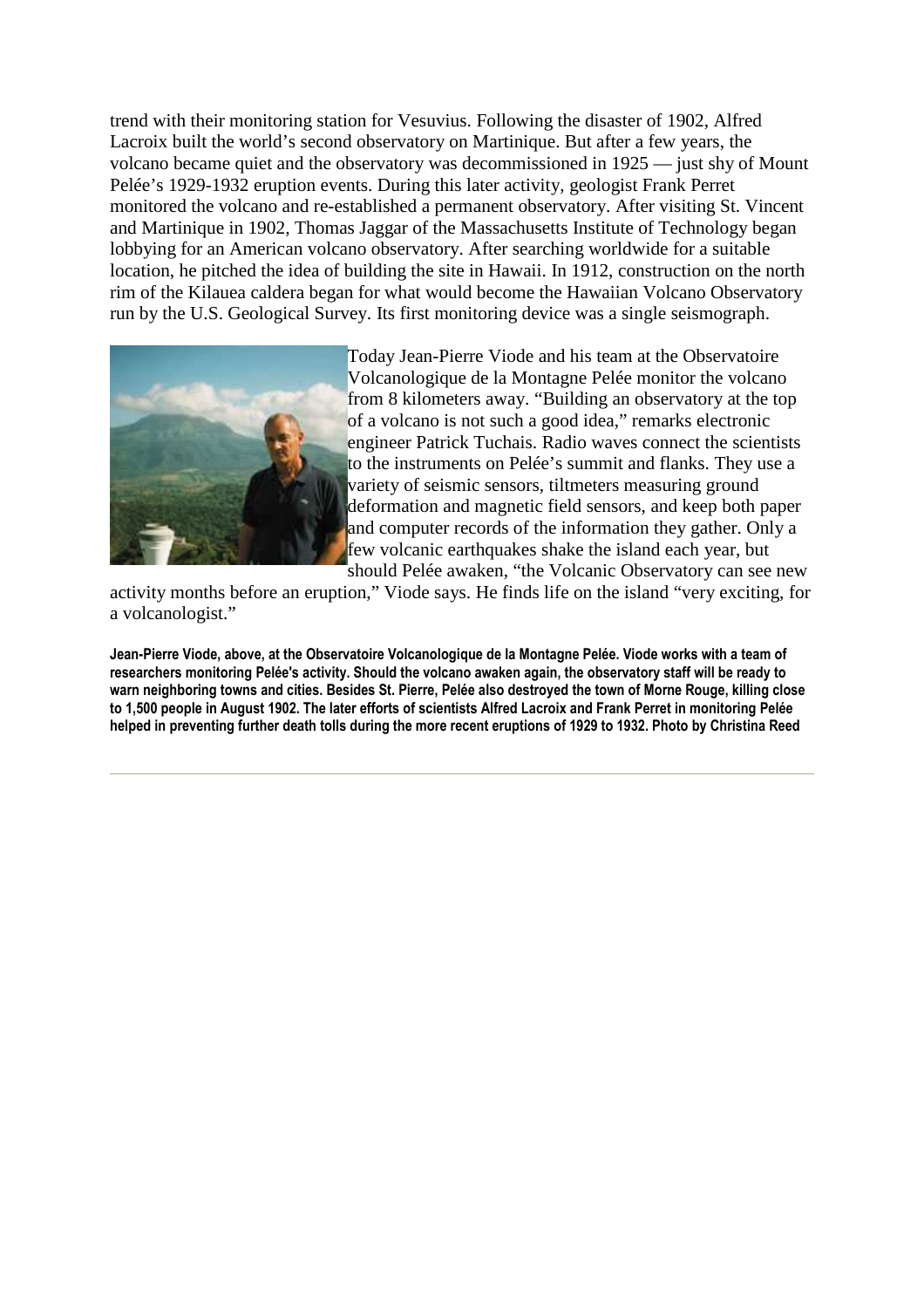trend with their monitoring station for Vesuvius. Following the disaster of 1902, Alfred Lacroix built the world's second observatory on Martinique. But after a few years, the volcano became quiet and the observatory was decommissioned in 1925 — just shy of Mount Pelée's 1929-1932 eruption events. During this later activity, geologist Frank Perret monitored the volcano and re-established a permanent observatory. After visiting St. Vincent and Martinique in 1902, Thomas Jaggar of the Massachusetts Institute of Technology began lobbying for an American volcano observatory. After searching worldwide for a suitable location, he pitched the idea of building the site in Hawaii. In 1912, construction on the north rim of the Kilauea caldera began for what would become the Hawaiian Volcano Observatory run by the U.S. Geological Survey. Its first monitoring device was a single seismograph.

Today Jean-Pierre Viode and his team at the Observatoire Volcanologique de la Montagne Pelée monitor the volcano from 8 kilometers away. "Building an observatory at the top of a volcano is not such a good idea," remarks electronic engineer Patrick Tuchais. Radio waves connect the scientists to the instruments on Pelée's summit and flanks. They use a variety of seismic sensors, tiltmeters measuring ground deformation and magnetic field sensors, and keep both paper and computer records of the information they gather. Only a few volcanic earthquakes shake the island each year, but should Pelée awaken, "the Volcanic Observatory can see new activity months before an eruption," Viode says. He finds life on the island "very exciting, for a volcanologist."

**Jean-Pierre Viode, above, at the Observatoire Volcanologique de la Montagne Pelée. Viode works with a team of researchers monitoring Pelée's activity. Should the volcano awaken again, the observatory staff will be ready to warn neighboring towns and cities. Besides St. Pierre, Pelée also destroyed the town of Morne Rouge, killing close to 1,500 people in August 1902. The later efforts of scientists Alfred Lacroix and Frank Perret in monitoring Pelée helped in preventing further death tolls during the more recent eruptions of 1929 to 1932. Photo by Christina Reed**